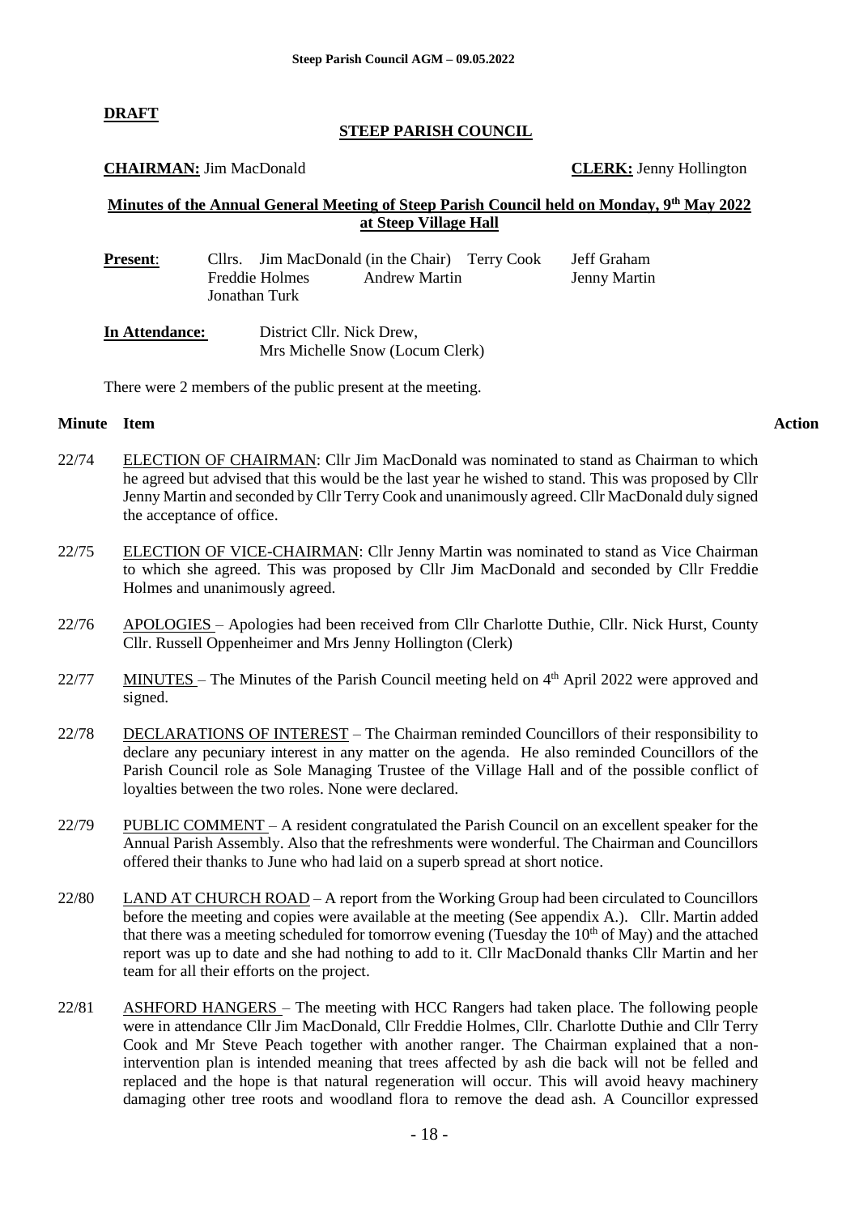**DRAFT**

**STEEP PARISH COUNCIL**

**CHAIRMAN:** Jim MacDonald **CLERK:** Jenny Hollington

**Minutes of the Annual General Meeting of Steep Parish Council held on Monday, 9th May 2022 at Steep Village Hall**

**Present**: Cllrs. Jim MacDonald (in the Chair), Terry Cook, Jeff Graham, Freddie Holmes, Andrew Martin, Jenny Martin, Jonathan Turk

**In Attendance:** District Cllr. Nick Drew, Mrs Michelle Snow (Locum Clerk)

There were 2 members of the public present at the meeting.

| Minute | Item | Action |
|---|---|---|
| 22/74 | ELECTION OF CHAIRMAN: Cllr Jim MacDonald was nominated to stand as Chairman to which he agreed but advised that this would be the last year he wished to stand. This was proposed by Cllr Jenny Martin and seconded by Cllr Terry Cook and unanimously agreed. Cllr MacDonald duly signed the acceptance of office. | |
| 22/75 | ELECTION OF VICE-CHAIRMAN: Cllr Jenny Martin was nominated to stand as Vice Chairman to which she agreed. This was proposed by Cllr Jim MacDonald and seconded by Cllr Freddie Holmes and unanimously agreed. | |
| 22/76 | APOLOGIES – Apologies had been received from Cllr Charlotte Duthie, Cllr. Nick Hurst, County Cllr. Russell Oppenheimer and Mrs Jenny Hollington (Clerk) | |
| 22/77 | MINUTES – The Minutes of the Parish Council meeting held on 4th April 2022 were approved and signed. | |
| 22/78 | DECLARATIONS OF INTEREST – The Chairman reminded Councillors of their responsibility to declare any pecuniary interest in any matter on the agenda. He also reminded Councillors of the Parish Council role as Sole Managing Trustee of the Village Hall and of the possible conflict of loyalties between the two roles. None were declared. | |
| 22/79 | PUBLIC COMMENT – A resident congratulated the Parish Council on an excellent speaker for the Annual Parish Assembly. Also that the refreshments were wonderful. The Chairman and Councillors offered their thanks to June who had laid on a superb spread at short notice. | |
| 22/80 | LAND AT CHURCH ROAD – A report from the Working Group had been circulated to Councillors before the meeting and copies were available at the meeting (See appendix A.). Cllr. Martin added that there was a meeting scheduled for tomorrow evening (Tuesday the 10th of May) and the attached report was up to date and she had nothing to add to it. Cllr MacDonald thanks Cllr Martin and her team for all their efforts on the project. | |
| 22/81 | ASHFORD HANGERS – The meeting with HCC Rangers had taken place. The following people were in attendance Cllr Jim MacDonald, Cllr Freddie Holmes, Cllr. Charlotte Duthie and Cllr Terry Cook and Mr Steve Peach together with another ranger. The Chairman explained that a non-intervention plan is intended meaning that trees affected by ash die back will not be felled and replaced and the hope is that natural regeneration will occur. This will avoid heavy machinery damaging other tree roots and woodland flora to remove the dead ash. A Councillor expressed | |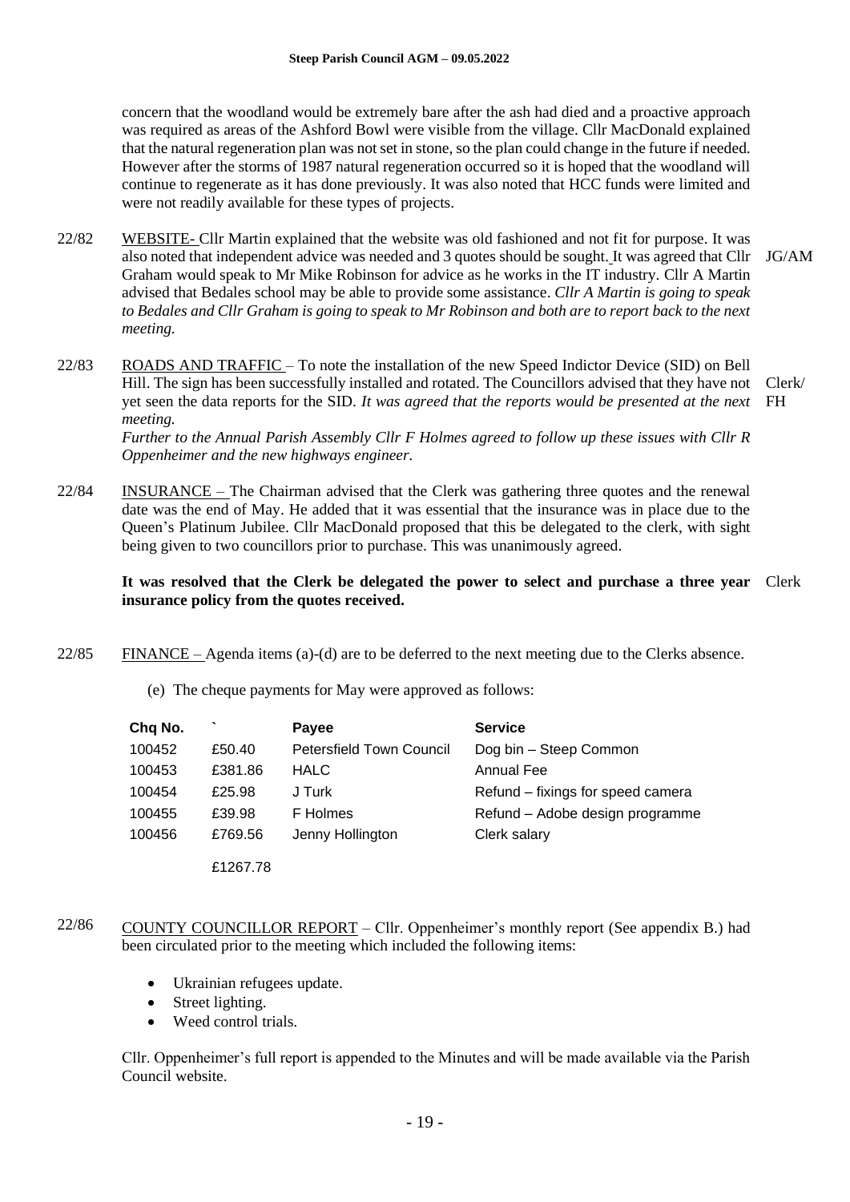concern that the woodland would be extremely bare after the ash had died and a proactive approach was required as areas of the Ashford Bowl were visible from the village. Cllr MacDonald explained that the natural regeneration plan was not set in stone, so the plan could change in the future if needed. However after the storms of 1987 natural regeneration occurred so it is hoped that the woodland will continue to regenerate as it has done previously. It was also noted that HCC funds were limited and were not readily available for these types of projects.

22/82 WEBSITE- Cllr Martin explained that the website was old fashioned and not fit for purpose. It was also noted that independent advice was needed and 3 quotes should be sought. It was agreed that Cllr Graham would speak to Mr Mike Robinson for advice as he works in the IT industry. Cllr A Martin advised that Bedales school may be able to provide some assistance. *Cllr A Martin is going to speak to Bedales and Cllr Graham is going to speak to Mr Robinson and both are to report back to the next meeting.* — JG/AM

22/83 ROADS AND TRAFFIC – To note the installation of the new Speed Indictor Device (SID) on Bell Hill. The sign has been successfully installed and rotated. The Councillors advised that they have not yet seen the data reports for the SID. *It was agreed that the reports would be presented at the next meeting.* — Clerk/ FH

*Further to the Annual Parish Assembly Cllr F Holmes agreed to follow up these issues with Cllr R Oppenheimer and the new highways engineer.*

22/84 INSURANCE – The Chairman advised that the Clerk was gathering three quotes and the renewal date was the end of May. He added that it was essential that the insurance was in place due to the Queen's Platinum Jubilee. Cllr MacDonald proposed that this be delegated to the clerk, with sight being given to two councillors prior to purchase. This was unanimously agreed.

**It was resolved that the Clerk be delegated the power to select and purchase a three year insurance policy from the quotes received.** — Clerk

22/85 FINANCE – Agenda items (a)-(d) are to be deferred to the next meeting due to the Clerks absence.

(e) The cheque payments for May were approved as follows:

| Chq No. | ` | Payee | Service |
|---|---|---|---|
| 100452 | £50.40 | Petersfield Town Council | Dog bin – Steep Common |
| 100453 | £381.86 | HALC | Annual Fee |
| 100454 | £25.98 | J Turk | Refund – fixings for speed camera |
| 100455 | £39.98 | F Holmes | Refund – Adobe design programme |
| 100456 | £769.56 | Jenny Hollington | Clerk salary |
| | £1267.78 | | |

22/86 COUNTY COUNCILLOR REPORT – Cllr. Oppenheimer's monthly report (See appendix B.) had been circulated prior to the meeting which included the following items:

- Ukrainian refugees update.
- Street lighting.
- Weed control trials.

Cllr. Oppenheimer's full report is appended to the Minutes and will be made available via the Parish Council website.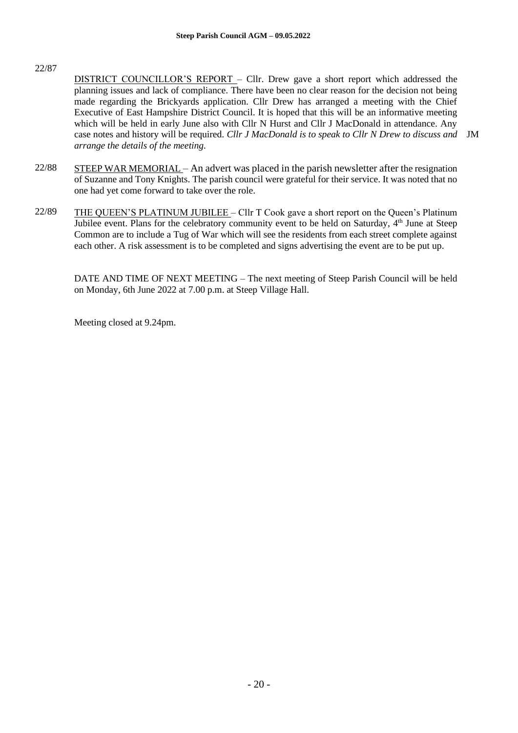22/87

<u>DISTRICT COUNCILLOR'S REPORT</u> – Cllr. Drew gave a short report which addressed the planning issues and lack of compliance. There have been no clear reason for the decision not being made regarding the Brickyards application. Cllr Drew has arranged a meeting with the Chief Executive of East Hampshire District Council. It is hoped that this will be an informative meeting which will be held in early June also with Cllr N Hurst and Cllr J MacDonald in attendance. Any case notes and history will be required. *Cllr J MacDonald is to speak to Cllr N Drew to discuss and arrange the details of the meeting.* JM

22/88 <u>STEEP WAR MEMORIAL</u> – An advert was placed in the parish newsletter after the resignation of Suzanne and Tony Knights. The parish council were grateful for their service. It was noted that no one had yet come forward to take over the role.

22/89 <u>THE QUEEN'S PLATINUM JUBILEE</u> – Cllr T Cook gave a short report on the Queen's Platinum Jubilee event. Plans for the celebratory community event to be held on Saturday, 4th June at Steep Common are to include a Tug of War which will see the residents from each street complete against each other. A risk assessment is to be completed and signs advertising the event are to be put up.

DATE AND TIME OF NEXT MEETING – The next meeting of Steep Parish Council will be held on Monday, 6th June 2022 at 7.00 p.m. at Steep Village Hall.

Meeting closed at 9.24pm.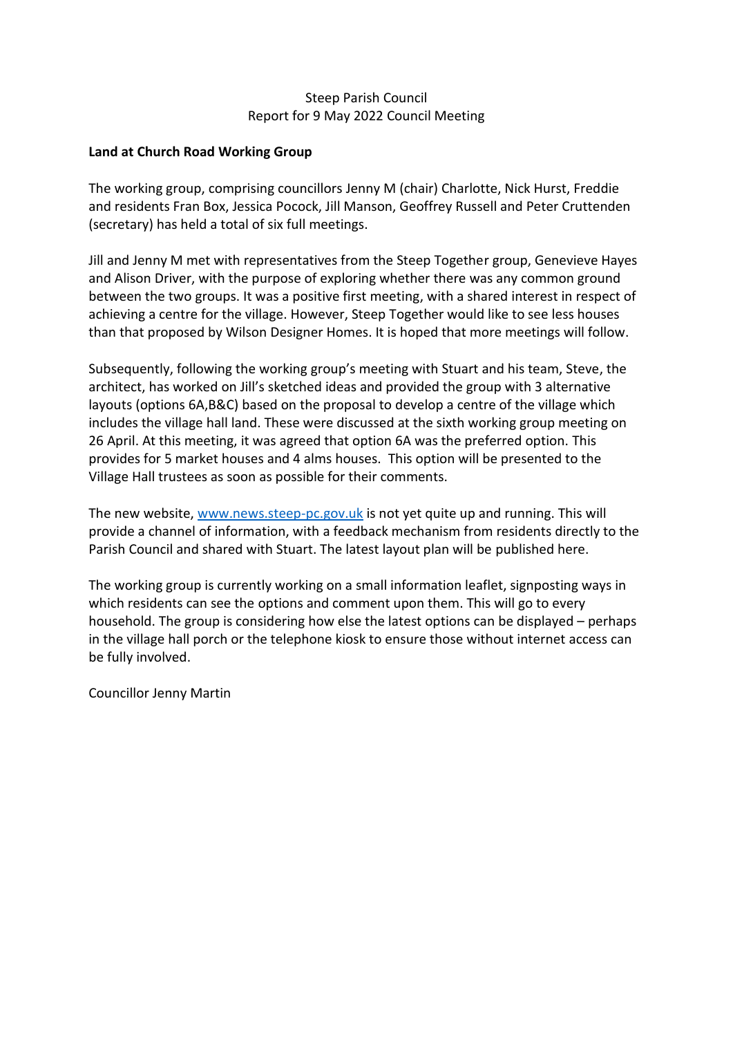Steep Parish Council
Report for 9 May 2022 Council Meeting

**Land at Church Road Working Group**

The working group, comprising councillors Jenny M (chair) Charlotte, Nick Hurst, Freddie and residents Fran Box, Jessica Pocock, Jill Manson, Geoffrey Russell and Peter Cruttenden (secretary) has held a total of six full meetings.

Jill and Jenny M met with representatives from the Steep Together group, Genevieve Hayes and Alison Driver, with the purpose of exploring whether there was any common ground between the two groups. It was a positive first meeting, with a shared interest in respect of achieving a centre for the village. However, Steep Together would like to see less houses than that proposed by Wilson Designer Homes. It is hoped that more meetings will follow.

Subsequently, following the working group's meeting with Stuart and his team, Steve, the architect, has worked on Jill's sketched ideas and provided the group with 3 alternative layouts (options 6A,B&C) based on the proposal to develop a centre of the village which includes the village hall land. These were discussed at the sixth working group meeting on 26 April. At this meeting, it was agreed that option 6A was the preferred option. This provides for 5 market houses and 4 alms houses. This option will be presented to the Village Hall trustees as soon as possible for their comments.

The new website, [www.news.steep-pc.gov.uk](www.news.steep-pc.gov.uk) is not yet quite up and running. This will provide a channel of information, with a feedback mechanism from residents directly to the Parish Council and shared with Stuart. The latest layout plan will be published here.

The working group is currently working on a small information leaflet, signposting ways in which residents can see the options and comment upon them. This will go to every household. The group is considering how else the latest options can be displayed – perhaps in the village hall porch or the telephone kiosk to ensure those without internet access can be fully involved.

Councillor Jenny Martin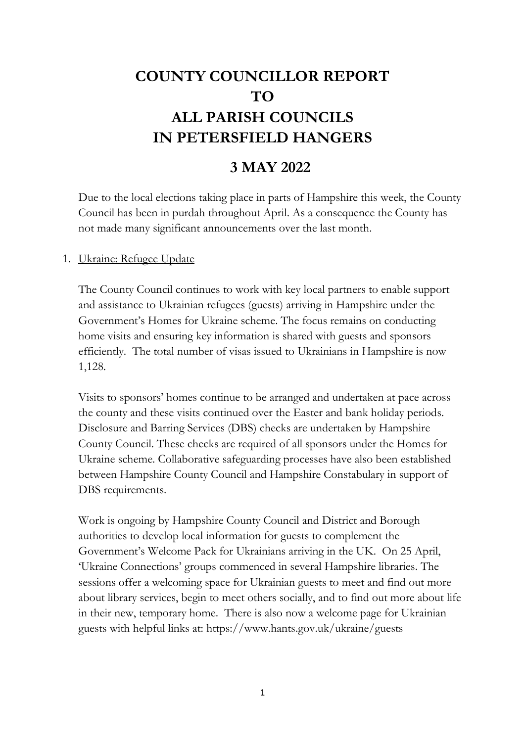# COUNTY COUNCILLOR REPORT TO ALL PARISH COUNCILS IN PETERSFIELD HANGERS

## 3 MAY 2022

Due to the local elections taking place in parts of Hampshire this week, the County Council has been in purdah throughout April. As a consequence the County has not made many significant announcements over the last month.

1. Ukraine: Refugee Update

   The County Council continues to work with key local partners to enable support and assistance to Ukrainian refugees (guests) arriving in Hampshire under the Government's Homes for Ukraine scheme. The focus remains on conducting home visits and ensuring key information is shared with guests and sponsors efficiently. The total number of visas issued to Ukrainians in Hampshire is now 1,128.

   Visits to sponsors' homes continue to be arranged and undertaken at pace across the county and these visits continued over the Easter and bank holiday periods. Disclosure and Barring Services (DBS) checks are undertaken by Hampshire County Council. These checks are required of all sponsors under the Homes for Ukraine scheme. Collaborative safeguarding processes have also been established between Hampshire County Council and Hampshire Constabulary in support of DBS requirements.

   Work is ongoing by Hampshire County Council and District and Borough authorities to develop local information for guests to complement the Government's Welcome Pack for Ukrainians arriving in the UK. On 25 April, 'Ukraine Connections' groups commenced in several Hampshire libraries. The sessions offer a welcoming space for Ukrainian guests to meet and find out more about library services, begin to meet others socially, and to find out more about life in their new, temporary home. There is also now a welcome page for Ukrainian guests with helpful links at: https://www.hants.gov.uk/ukraine/guests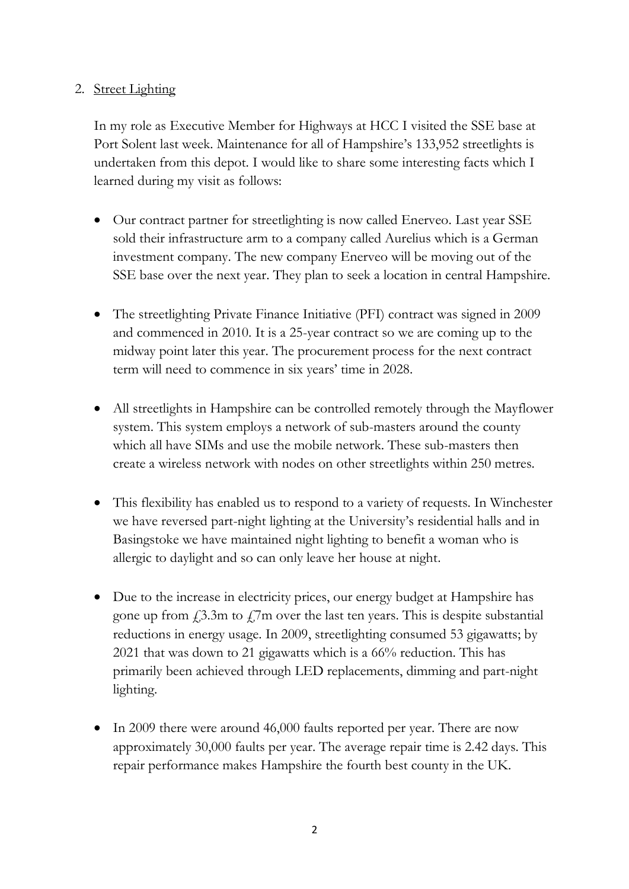2. Street Lighting

In my role as Executive Member for Highways at HCC I visited the SSE base at Port Solent last week. Maintenance for all of Hampshire's 133,952 streetlights is undertaken from this depot. I would like to share some interesting facts which I learned during my visit as follows:

- Our contract partner for streetlighting is now called Enerveo. Last year SSE sold their infrastructure arm to a company called Aurelius which is a German investment company. The new company Enerveo will be moving out of the SSE base over the next year. They plan to seek a location in central Hampshire.

- The streetlighting Private Finance Initiative (PFI) contract was signed in 2009 and commenced in 2010. It is a 25-year contract so we are coming up to the midway point later this year. The procurement process for the next contract term will need to commence in six years' time in 2028.

- All streetlights in Hampshire can be controlled remotely through the Mayflower system. This system employs a network of sub-masters around the county which all have SIMs and use the mobile network. These sub-masters then create a wireless network with nodes on other streetlights within 250 metres.

- This flexibility has enabled us to respond to a variety of requests. In Winchester we have reversed part-night lighting at the University's residential halls and in Basingstoke we have maintained night lighting to benefit a woman who is allergic to daylight and so can only leave her house at night.

- Due to the increase in electricity prices, our energy budget at Hampshire has gone up from £3.3m to £7m over the last ten years. This is despite substantial reductions in energy usage. In 2009, streetlighting consumed 53 gigawatts; by 2021 that was down to 21 gigawatts which is a 66% reduction. This has primarily been achieved through LED replacements, dimming and part-night lighting.

- In 2009 there were around 46,000 faults reported per year. There are now approximately 30,000 faults per year. The average repair time is 2.42 days. This repair performance makes Hampshire the fourth best county in the UK.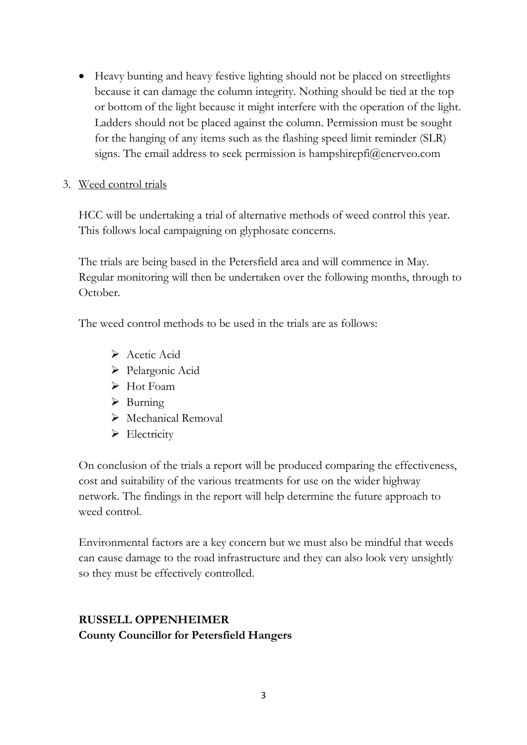- Heavy bunting and heavy festive lighting should not be placed on streetlights because it can damage the column integrity. Nothing should be tied at the top or bottom of the light because it might interfere with the operation of the light. Ladders should not be placed against the column. Permission must be sought for the hanging of any items such as the flashing speed limit reminder (SLR) signs. The email address to seek permission is hampshirepfi@enerveo.com

3. Weed control trials

   HCC will be undertaking a trial of alternative methods of weed control this year. This follows local campaigning on glyphosate concerns.

   The trials are being based in the Petersfield area and will commence in May. Regular monitoring will then be undertaken over the following months, through to October.

   The weed control methods to be used in the trials are as follows:

   - Acetic Acid
   - Pelargonic Acid
   - Hot Foam
   - Burning
   - Mechanical Removal
   - Electricity

   On conclusion of the trials a report will be produced comparing the effectiveness, cost and suitability of the various treatments for use on the wider highway network. The findings in the report will help determine the future approach to weed control.

   Environmental factors are a key concern but we must also be mindful that weeds can cause damage to the road infrastructure and they can also look very unsightly so they must be effectively controlled.

**RUSSELL OPPENHEIMER**
**County Councillor for Petersfield Hangers**